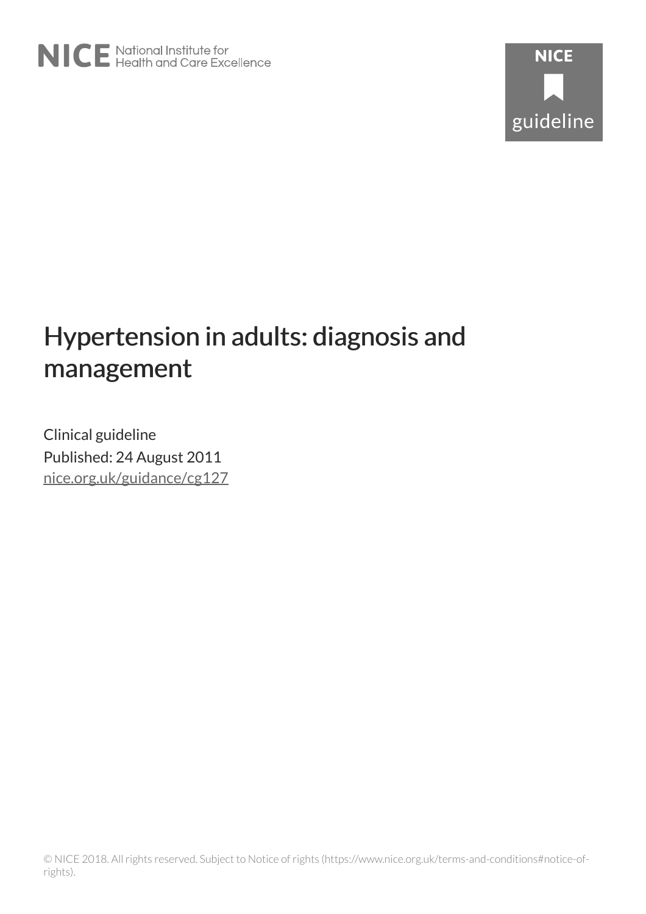NICE National Institute for Health and Care Excellence

NICE guideline

# Hypertension in adults: diagnosis and management

Clinical guideline

Published: 24 August 2011

nice.org.uk/guidance/cg127

© NICE 2018. All rights reserved. Subject to Notice of rights (https://www.nice.org.uk/terms-and-conditions#notice-of-rights).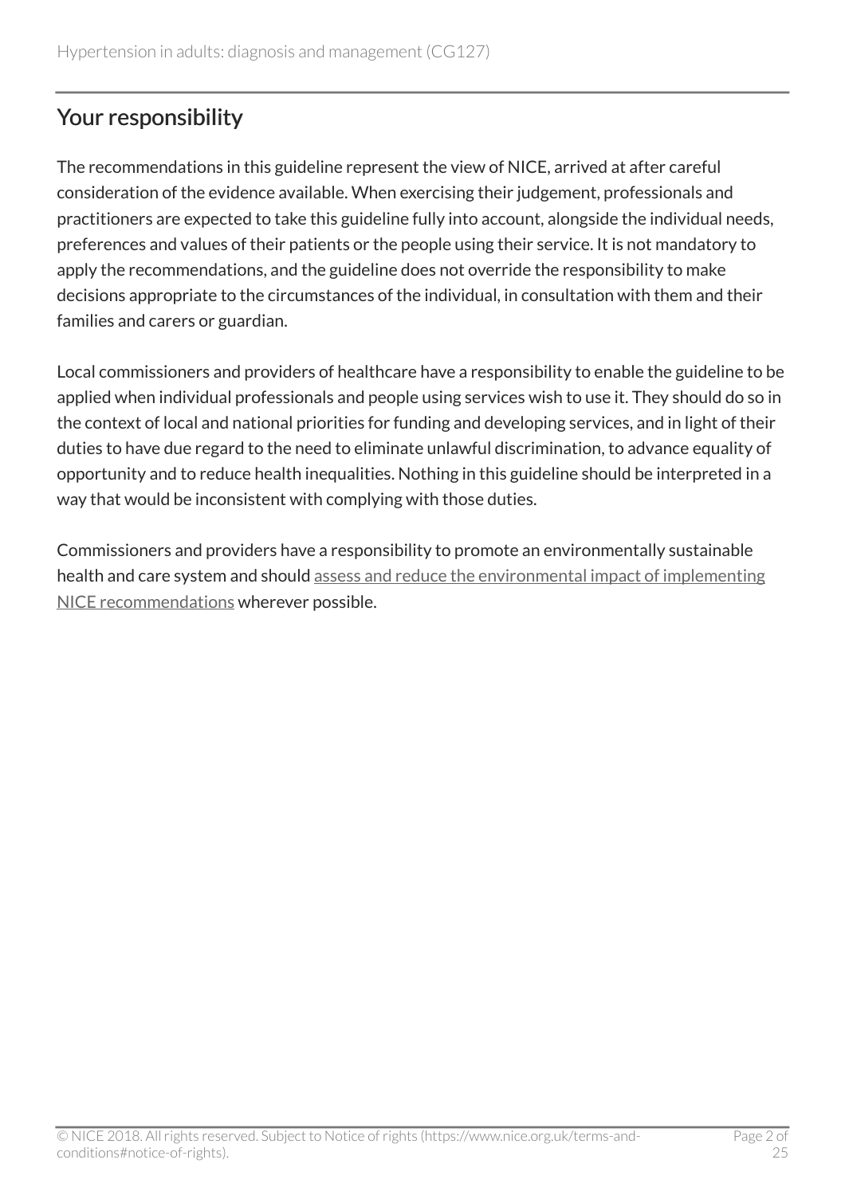## Your responsibility

The recommendations in this guideline represent the view of NICE, arrived at after careful consideration of the evidence available. When exercising their judgement, professionals and practitioners are expected to take this guideline fully into account, alongside the individual needs, preferences and values of their patients or the people using their service. It is not mandatory to apply the recommendations, and the guideline does not override the responsibility to make decisions appropriate to the circumstances of the individual, in consultation with them and their families and carers or guardian.

Local commissioners and providers of healthcare have a responsibility to enable the guideline to be applied when individual professionals and people using services wish to use it. They should do so in the context of local and national priorities for funding and developing services, and in light of their duties to have due regard to the need to eliminate unlawful discrimination, to advance equality of opportunity and to reduce health inequalities. Nothing in this guideline should be interpreted in a way that would be inconsistent with complying with those duties.

Commissioners and providers have a responsibility to promote an environmentally sustainable health and care system and should assess and reduce the environmental impact of implementing NICE recommendations wherever possible.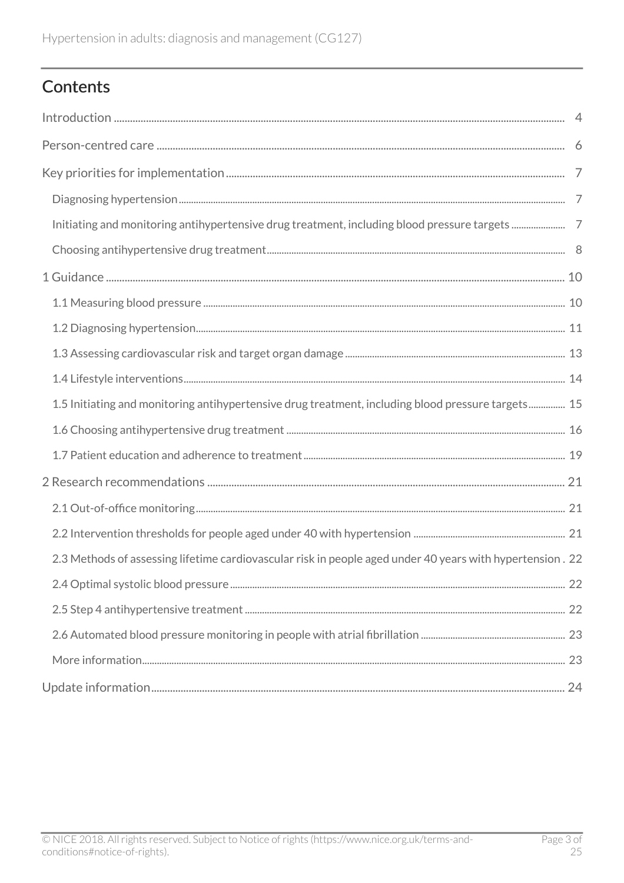## Contents

Introduction ..... 4

Person-centred care ..... 6

Key priorities for implementation ..... 7

- Diagnosing hypertension ..... 7
- Initiating and monitoring antihypertensive drug treatment, including blood pressure targets ..... 7
- Choosing antihypertensive drug treatment ..... 8

1 Guidance ..... 10

- 1.1 Measuring blood pressure ..... 10
- 1.2 Diagnosing hypertension ..... 11
- 1.3 Assessing cardiovascular risk and target organ damage ..... 13
- 1.4 Lifestyle interventions ..... 14
- 1.5 Initiating and monitoring antihypertensive drug treatment, including blood pressure targets ..... 15
- 1.6 Choosing antihypertensive drug treatment ..... 16
- 1.7 Patient education and adherence to treatment ..... 19

2 Research recommendations ..... 21

- 2.1 Out-of-office monitoring ..... 21
- 2.2 Intervention thresholds for people aged under 40 with hypertension ..... 21
- 2.3 Methods of assessing lifetime cardiovascular risk in people aged under 40 years with hypertension . 22
- 2.4 Optimal systolic blood pressure ..... 22
- 2.5 Step 4 antihypertensive treatment ..... 22
- 2.6 Automated blood pressure monitoring in people with atrial fibrillation ..... 23
- More information ..... 23

Update information ..... 24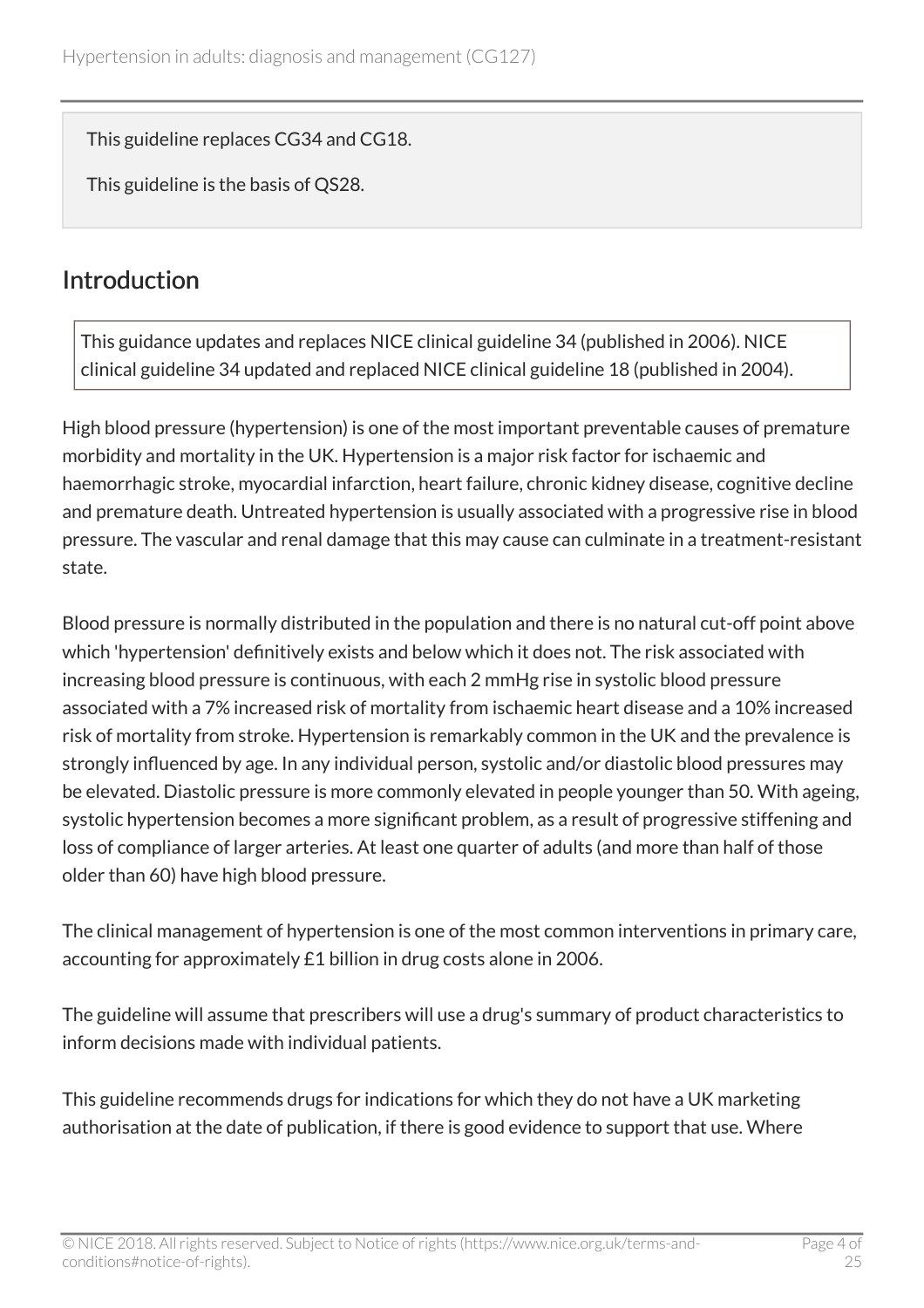This guideline replaces CG34 and CG18.

This guideline is the basis of QS28.

## Introduction

This guidance updates and replaces NICE clinical guideline 34 (published in 2006). NICE clinical guideline 34 updated and replaced NICE clinical guideline 18 (published in 2004).

High blood pressure (hypertension) is one of the most important preventable causes of premature morbidity and mortality in the UK. Hypertension is a major risk factor for ischaemic and haemorrhagic stroke, myocardial infarction, heart failure, chronic kidney disease, cognitive decline and premature death. Untreated hypertension is usually associated with a progressive rise in blood pressure. The vascular and renal damage that this may cause can culminate in a treatment-resistant state.

Blood pressure is normally distributed in the population and there is no natural cut-off point above which 'hypertension' definitively exists and below which it does not. The risk associated with increasing blood pressure is continuous, with each 2 mmHg rise in systolic blood pressure associated with a 7% increased risk of mortality from ischaemic heart disease and a 10% increased risk of mortality from stroke. Hypertension is remarkably common in the UK and the prevalence is strongly influenced by age. In any individual person, systolic and/or diastolic blood pressures may be elevated. Diastolic pressure is more commonly elevated in people younger than 50. With ageing, systolic hypertension becomes a more significant problem, as a result of progressive stiffening and loss of compliance of larger arteries. At least one quarter of adults (and more than half of those older than 60) have high blood pressure.

The clinical management of hypertension is one of the most common interventions in primary care, accounting for approximately £1 billion in drug costs alone in 2006.

The guideline will assume that prescribers will use a drug's summary of product characteristics to inform decisions made with individual patients.

This guideline recommends drugs for indications for which they do not have a UK marketing authorisation at the date of publication, if there is good evidence to support that use. Where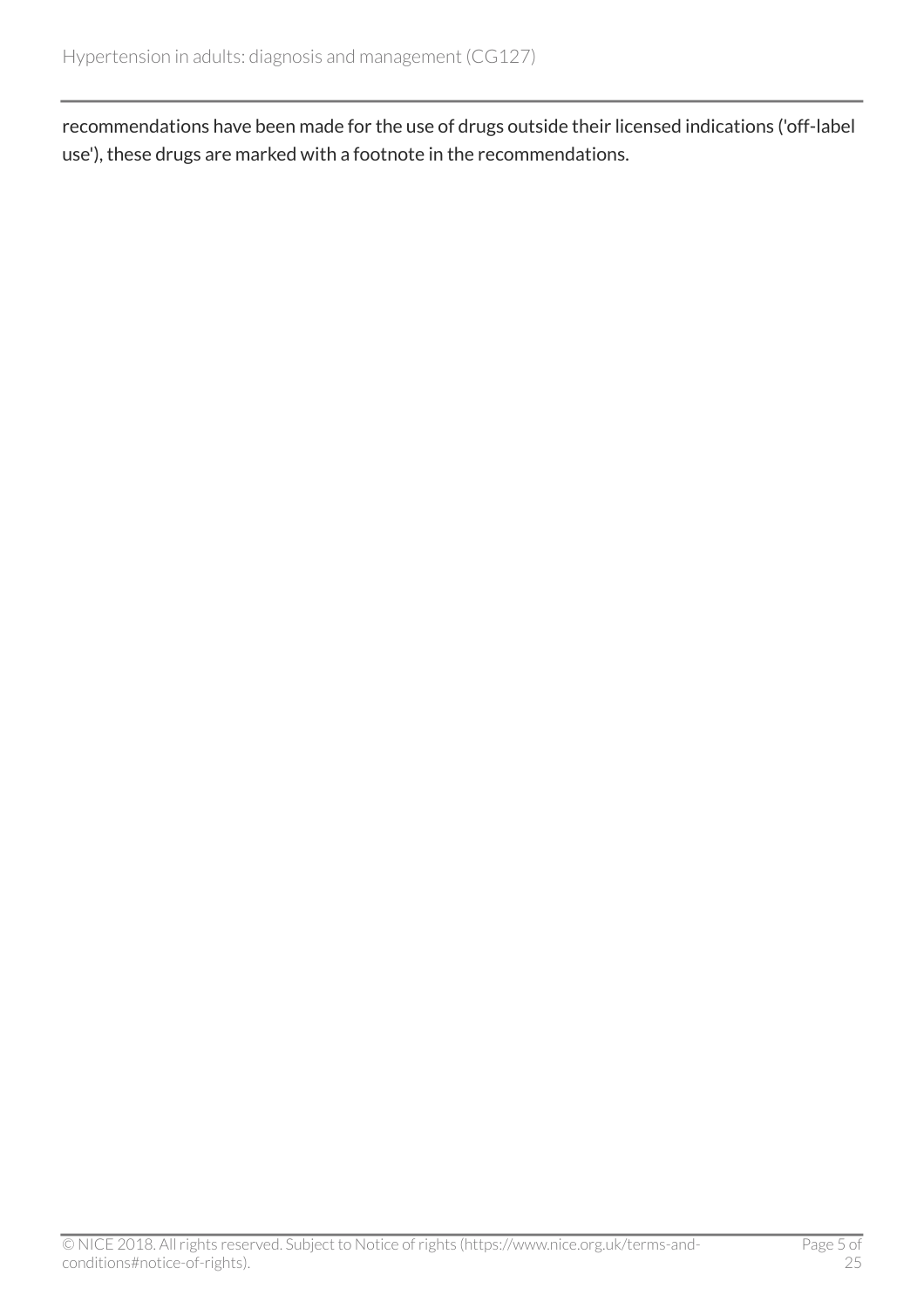recommendations have been made for the use of drugs outside their licensed indications ('off-label use'), these drugs are marked with a footnote in the recommendations.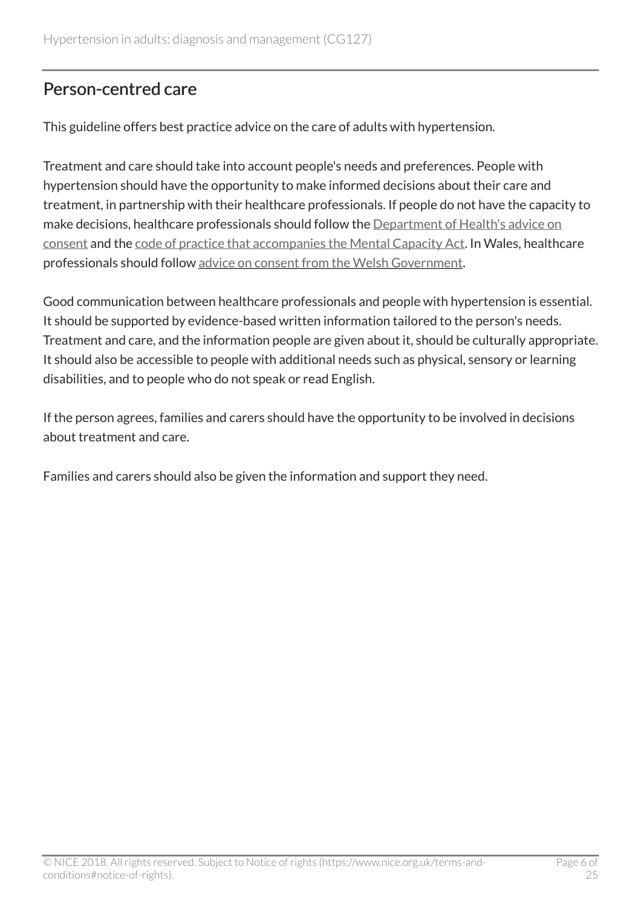## Person-centred care

This guideline offers best practice advice on the care of adults with hypertension.

Treatment and care should take into account people's needs and preferences. People with hypertension should have the opportunity to make informed decisions about their care and treatment, in partnership with their healthcare professionals. If people do not have the capacity to make decisions, healthcare professionals should follow the Department of Health's advice on consent and the code of practice that accompanies the Mental Capacity Act. In Wales, healthcare professionals should follow advice on consent from the Welsh Government.

Good communication between healthcare professionals and people with hypertension is essential. It should be supported by evidence-based written information tailored to the person's needs. Treatment and care, and the information people are given about it, should be culturally appropriate. It should also be accessible to people with additional needs such as physical, sensory or learning disabilities, and to people who do not speak or read English.

If the person agrees, families and carers should have the opportunity to be involved in decisions about treatment and care.

Families and carers should also be given the information and support they need.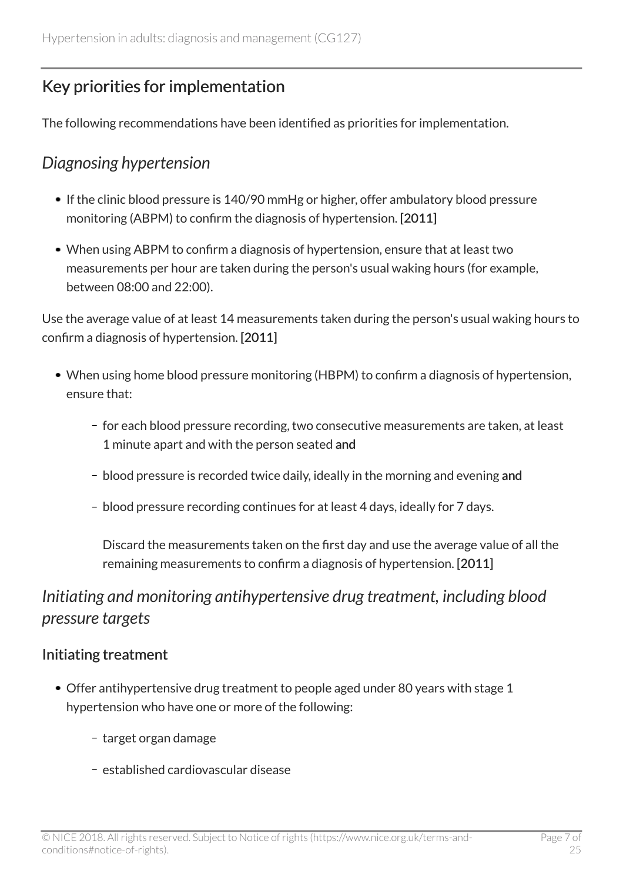## Key priorities for implementation

The following recommendations have been identified as priorities for implementation.

### *Diagnosing hypertension*

- If the clinic blood pressure is 140/90 mmHg or higher, offer ambulatory blood pressure monitoring (ABPM) to confirm the diagnosis of hypertension. **[2011]**
- When using ABPM to confirm a diagnosis of hypertension, ensure that at least two measurements per hour are taken during the person's usual waking hours (for example, between 08:00 and 22:00).

Use the average value of at least 14 measurements taken during the person's usual waking hours to confirm a diagnosis of hypertension. **[2011]**

- When using home blood pressure monitoring (HBPM) to confirm a diagnosis of hypertension, ensure that:
  - for each blood pressure recording, two consecutive measurements are taken, at least 1 minute apart and with the person seated **and**
  - blood pressure is recorded twice daily, ideally in the morning and evening **and**
  - blood pressure recording continues for at least 4 days, ideally for 7 days.

    Discard the measurements taken on the first day and use the average value of all the remaining measurements to confirm a diagnosis of hypertension. **[2011]**

### *Initiating and monitoring antihypertensive drug treatment, including blood pressure targets*

#### Initiating treatment

- Offer antihypertensive drug treatment to people aged under 80 years with stage 1 hypertension who have one or more of the following:
  - target organ damage
  - established cardiovascular disease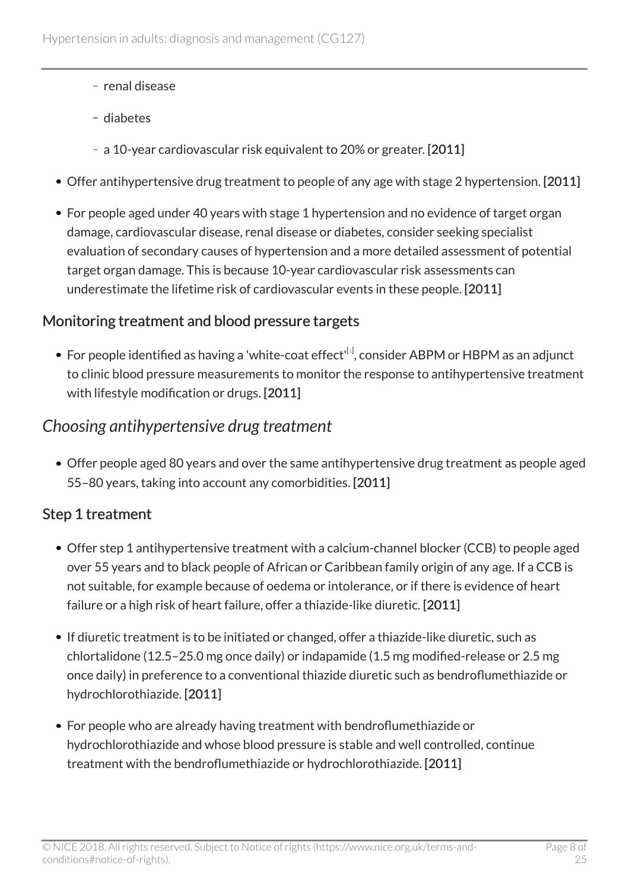- renal disease
  - diabetes
  - a 10-year cardiovascular risk equivalent to 20% or greater. [2011]

- Offer antihypertensive drug treatment to people of any age with stage 2 hypertension. [2011]
- For people aged under 40 years with stage 1 hypertension and no evidence of target organ damage, cardiovascular disease, renal disease or diabetes, consider seeking specialist evaluation of secondary causes of hypertension and a more detailed assessment of potential target organ damage. This is because 10-year cardiovascular risk assessments can underestimate the lifetime risk of cardiovascular events in these people. [2011]

### Monitoring treatment and blood pressure targets

- For people identified as having a 'white-coat effect'[1], consider ABPM or HBPM as an adjunct to clinic blood pressure measurements to monitor the response to antihypertensive treatment with lifestyle modification or drugs. [2011]

## *Choosing antihypertensive drug treatment*

- Offer people aged 80 years and over the same antihypertensive drug treatment as people aged 55–80 years, taking into account any comorbidities. [2011]

### Step 1 treatment

- Offer step 1 antihypertensive treatment with a calcium-channel blocker (CCB) to people aged over 55 years and to black people of African or Caribbean family origin of any age. If a CCB is not suitable, for example because of oedema or intolerance, or if there is evidence of heart failure or a high risk of heart failure, offer a thiazide-like diuretic. [2011]
- If diuretic treatment is to be initiated or changed, offer a thiazide-like diuretic, such as chlortalidone (12.5–25.0 mg once daily) or indapamide (1.5 mg modified-release or 2.5 mg once daily) in preference to a conventional thiazide diuretic such as bendroflumethiazide or hydrochlorothiazide. [2011]
- For people who are already having treatment with bendroflumethiazide or hydrochlorothiazide and whose blood pressure is stable and well controlled, continue treatment with the bendroflumethiazide or hydrochlorothiazide. [2011]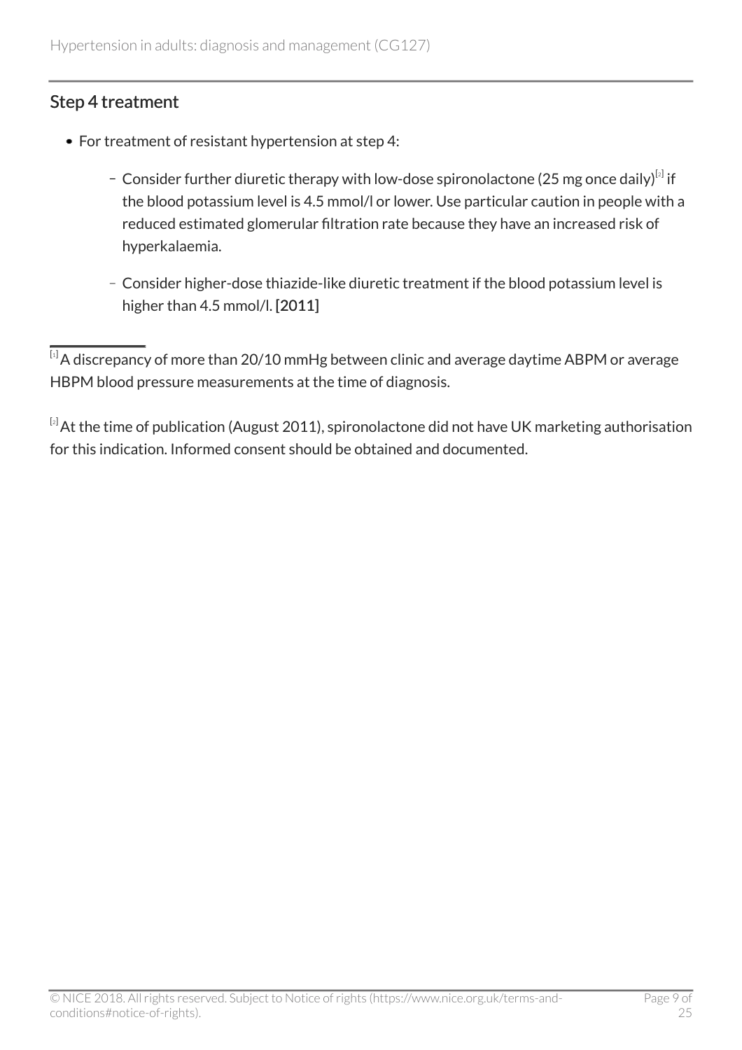## Step 4 treatment

- For treatment of resistant hypertension at step 4:
  - Consider further diuretic therapy with low-dose spironolactone (25 mg once daily)[2] if the blood potassium level is 4.5 mmol/l or lower. Use particular caution in people with a reduced estimated glomerular filtration rate because they have an increased risk of hyperkalaemia.
  - Consider higher-dose thiazide-like diuretic treatment if the blood potassium level is higher than 4.5 mmol/l. **[2011]**

---

[1] A discrepancy of more than 20/10 mmHg between clinic and average daytime ABPM or average HBPM blood pressure measurements at the time of diagnosis.

[2] At the time of publication (August 2011), spironolactone did not have UK marketing authorisation for this indication. Informed consent should be obtained and documented.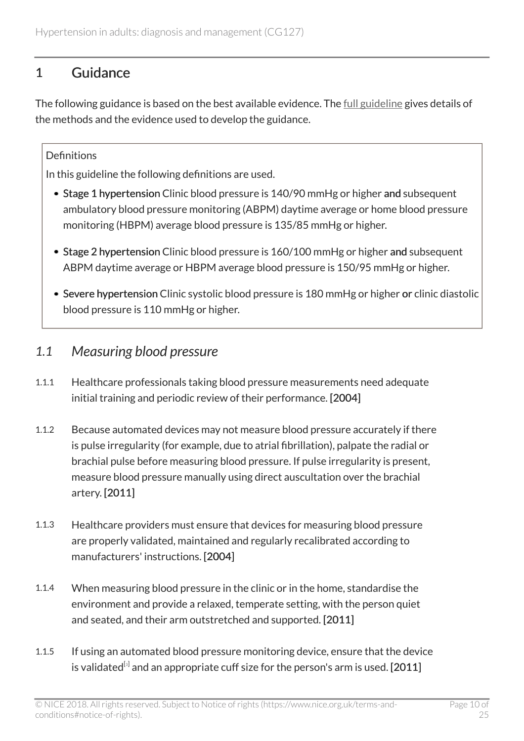# 1 Guidance

The following guidance is based on the best available evidence. The full guideline gives details of the methods and the evidence used to develop the guidance.

> Definitions
>
> In this guideline the following definitions are used.
>
> - **Stage 1 hypertension** Clinic blood pressure is 140/90 mmHg or higher **and** subsequent ambulatory blood pressure monitoring (ABPM) daytime average or home blood pressure monitoring (HBPM) average blood pressure is 135/85 mmHg or higher.
> - **Stage 2 hypertension** Clinic blood pressure is 160/100 mmHg or higher **and** subsequent ABPM daytime average or HBPM average blood pressure is 150/95 mmHg or higher.
> - **Severe hypertension** Clinic systolic blood pressure is 180 mmHg or higher **or** clinic diastolic blood pressure is 110 mmHg or higher.

## *1.1 Measuring blood pressure*

1.1.1 Healthcare professionals taking blood pressure measurements need adequate initial training and periodic review of their performance. **[2004]**

1.1.2 Because automated devices may not measure blood pressure accurately if there is pulse irregularity (for example, due to atrial fibrillation), palpate the radial or brachial pulse before measuring blood pressure. If pulse irregularity is present, measure blood pressure manually using direct auscultation over the brachial artery. **[2011]**

1.1.3 Healthcare providers must ensure that devices for measuring blood pressure are properly validated, maintained and regularly recalibrated according to manufacturers' instructions. **[2004]**

1.1.4 When measuring blood pressure in the clinic or in the home, standardise the environment and provide a relaxed, temperate setting, with the person quiet and seated, and their arm outstretched and supported. **[2011]**

1.1.5 If using an automated blood pressure monitoring device, ensure that the device is validated[3] and an appropriate cuff size for the person's arm is used. **[2011]**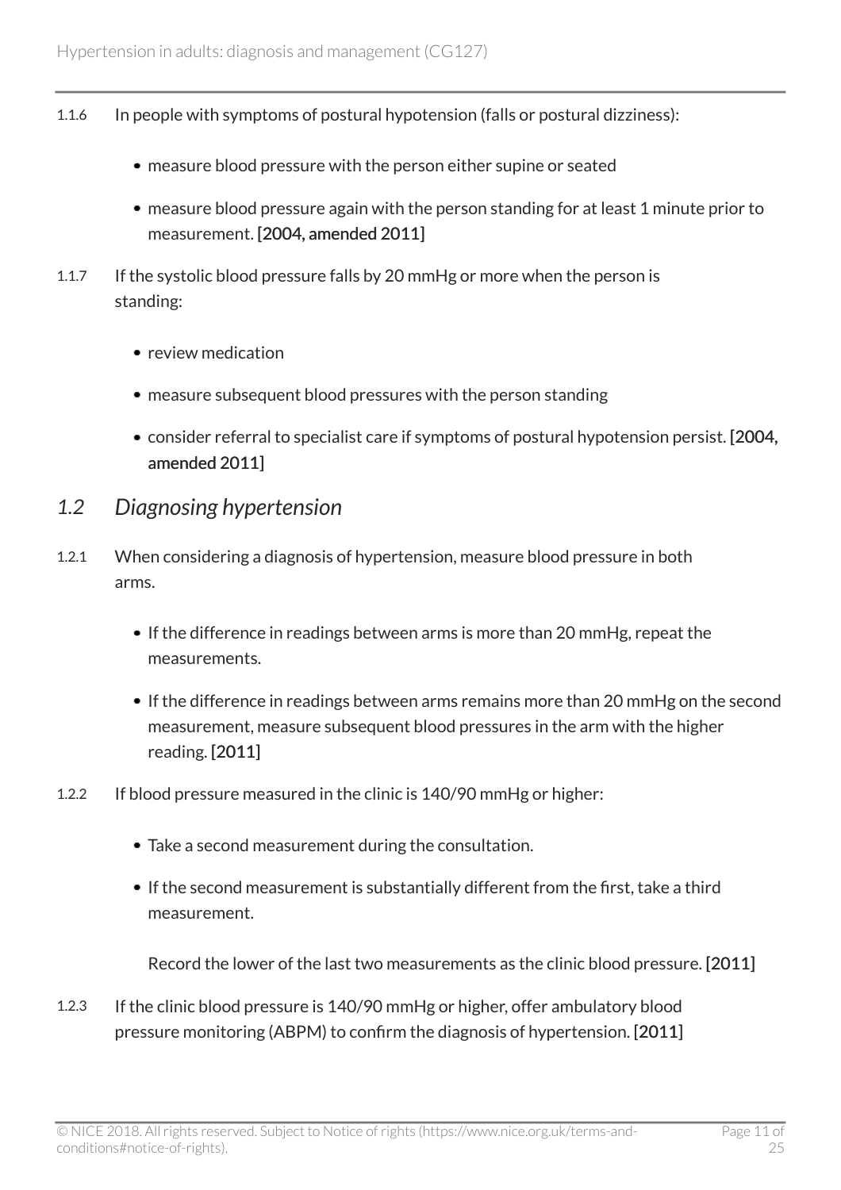1.1.6 In people with symptoms of postural hypotension (falls or postural dizziness):

- measure blood pressure with the person either supine or seated
- measure blood pressure again with the person standing for at least 1 minute prior to measurement. **[2004, amended 2011]**

1.1.7 If the systolic blood pressure falls by 20 mmHg or more when the person is standing:

- review medication
- measure subsequent blood pressures with the person standing
- consider referral to specialist care if symptoms of postural hypotension persist. **[2004, amended 2011]**

## *1.2 Diagnosing hypertension*

1.2.1 When considering a diagnosis of hypertension, measure blood pressure in both arms.

- If the difference in readings between arms is more than 20 mmHg, repeat the measurements.
- If the difference in readings between arms remains more than 20 mmHg on the second measurement, measure subsequent blood pressures in the arm with the higher reading. **[2011]**

1.2.2 If blood pressure measured in the clinic is 140/90 mmHg or higher:

- Take a second measurement during the consultation.
- If the second measurement is substantially different from the first, take a third measurement.

  Record the lower of the last two measurements as the clinic blood pressure. **[2011]**

1.2.3 If the clinic blood pressure is 140/90 mmHg or higher, offer ambulatory blood pressure monitoring (ABPM) to confirm the diagnosis of hypertension. **[2011]**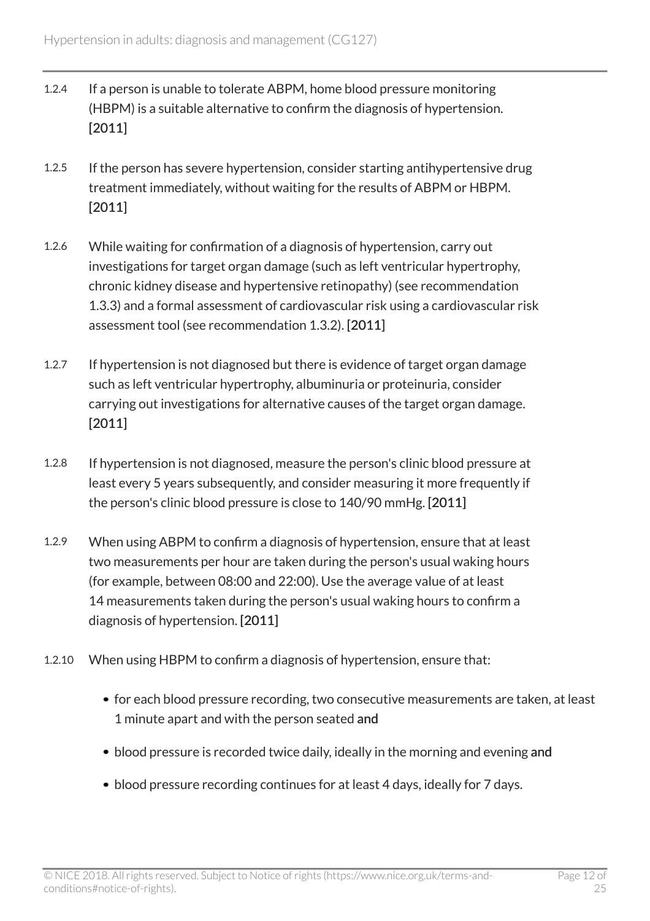1.2.4 If a person is unable to tolerate ABPM, home blood pressure monitoring (HBPM) is a suitable alternative to confirm the diagnosis of hypertension. [2011]

1.2.5 If the person has severe hypertension, consider starting antihypertensive drug treatment immediately, without waiting for the results of ABPM or HBPM. [2011]

1.2.6 While waiting for confirmation of a diagnosis of hypertension, carry out investigations for target organ damage (such as left ventricular hypertrophy, chronic kidney disease and hypertensive retinopathy) (see recommendation 1.3.3) and a formal assessment of cardiovascular risk using a cardiovascular risk assessment tool (see recommendation 1.3.2). [2011]

1.2.7 If hypertension is not diagnosed but there is evidence of target organ damage such as left ventricular hypertrophy, albuminuria or proteinuria, consider carrying out investigations for alternative causes of the target organ damage. [2011]

1.2.8 If hypertension is not diagnosed, measure the person's clinic blood pressure at least every 5 years subsequently, and consider measuring it more frequently if the person's clinic blood pressure is close to 140/90 mmHg. [2011]

1.2.9 When using ABPM to confirm a diagnosis of hypertension, ensure that at least two measurements per hour are taken during the person's usual waking hours (for example, between 08:00 and 22:00). Use the average value of at least 14 measurements taken during the person's usual waking hours to confirm a diagnosis of hypertension. [2011]

1.2.10 When using HBPM to confirm a diagnosis of hypertension, ensure that:

- for each blood pressure recording, two consecutive measurements are taken, at least 1 minute apart and with the person seated **and**
- blood pressure is recorded twice daily, ideally in the morning and evening **and**
- blood pressure recording continues for at least 4 days, ideally for 7 days.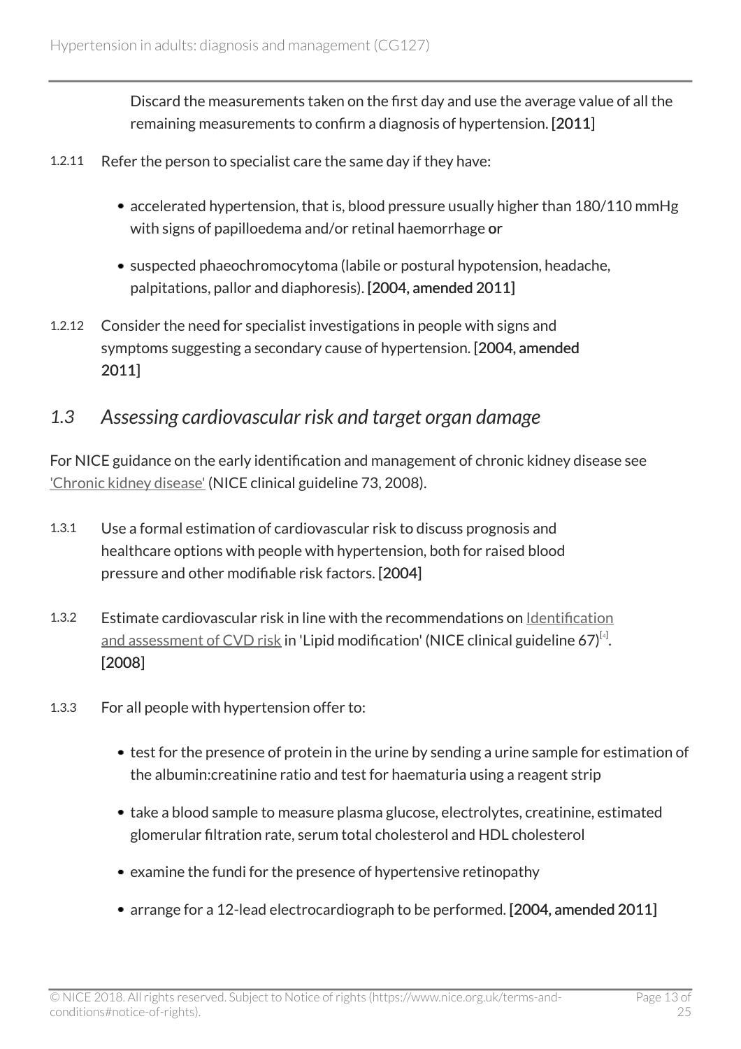Discard the measurements taken on the first day and use the average value of all the remaining measurements to confirm a diagnosis of hypertension. **[2011]**

1.2.11 Refer the person to specialist care the same day if they have:

- accelerated hypertension, that is, blood pressure usually higher than 180/110 mmHg with signs of papilloedema and/or retinal haemorrhage **or**
- suspected phaeochromocytoma (labile or postural hypotension, headache, palpitations, pallor and diaphoresis). **[2004, amended 2011]**

1.2.12 Consider the need for specialist investigations in people with signs and symptoms suggesting a secondary cause of hypertension. **[2004, amended 2011]**

## *1.3 Assessing cardiovascular risk and target organ damage*

For NICE guidance on the early identification and management of chronic kidney disease see 'Chronic kidney disease' (NICE clinical guideline 73, 2008).

1.3.1 Use a formal estimation of cardiovascular risk to discuss prognosis and healthcare options with people with hypertension, both for raised blood pressure and other modifiable risk factors. **[2004]**

1.3.2 Estimate cardiovascular risk in line with the recommendations on Identification and assessment of CVD risk in 'Lipid modification' (NICE clinical guideline 67)[4]. **[2008]**

1.3.3 For all people with hypertension offer to:

- test for the presence of protein in the urine by sending a urine sample for estimation of the albumin:creatinine ratio and test for haematuria using a reagent strip
- take a blood sample to measure plasma glucose, electrolytes, creatinine, estimated glomerular filtration rate, serum total cholesterol and HDL cholesterol
- examine the fundi for the presence of hypertensive retinopathy
- arrange for a 12-lead electrocardiograph to be performed. **[2004, amended 2011]**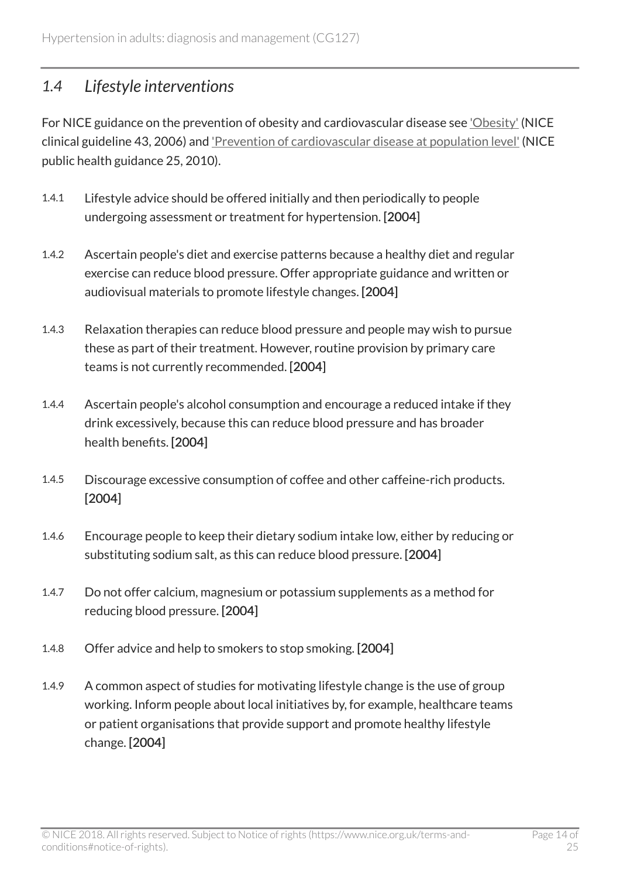## *1.4 Lifestyle interventions*

For NICE guidance on the prevention of obesity and cardiovascular disease see 'Obesity' (NICE clinical guideline 43, 2006) and 'Prevention of cardiovascular disease at population level' (NICE public health guidance 25, 2010).

1.4.1 Lifestyle advice should be offered initially and then periodically to people undergoing assessment or treatment for hypertension. [2004]

1.4.2 Ascertain people's diet and exercise patterns because a healthy diet and regular exercise can reduce blood pressure. Offer appropriate guidance and written or audiovisual materials to promote lifestyle changes. [2004]

1.4.3 Relaxation therapies can reduce blood pressure and people may wish to pursue these as part of their treatment. However, routine provision by primary care teams is not currently recommended. [2004]

1.4.4 Ascertain people's alcohol consumption and encourage a reduced intake if they drink excessively, because this can reduce blood pressure and has broader health benefits. [2004]

1.4.5 Discourage excessive consumption of coffee and other caffeine-rich products. [2004]

1.4.6 Encourage people to keep their dietary sodium intake low, either by reducing or substituting sodium salt, as this can reduce blood pressure. [2004]

1.4.7 Do not offer calcium, magnesium or potassium supplements as a method for reducing blood pressure. [2004]

1.4.8 Offer advice and help to smokers to stop smoking. [2004]

1.4.9 A common aspect of studies for motivating lifestyle change is the use of group working. Inform people about local initiatives by, for example, healthcare teams or patient organisations that provide support and promote healthy lifestyle change. [2004]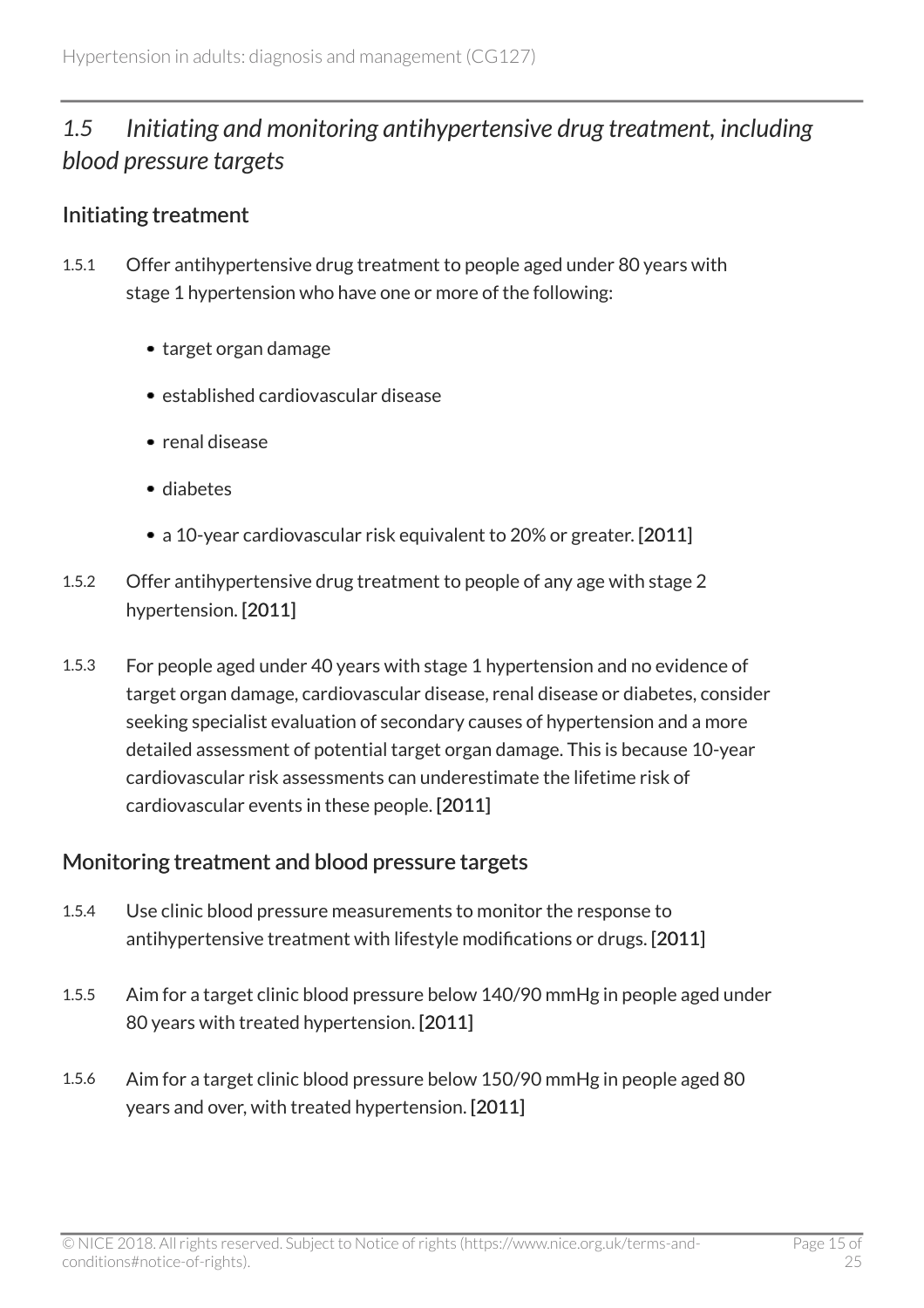## *1.5 Initiating and monitoring antihypertensive drug treatment, including blood pressure targets*

### Initiating treatment

1.5.1 Offer antihypertensive drug treatment to people aged under 80 years with stage 1 hypertension who have one or more of the following:

- target organ damage
- established cardiovascular disease
- renal disease
- diabetes
- a 10-year cardiovascular risk equivalent to 20% or greater. **[2011]**

1.5.2 Offer antihypertensive drug treatment to people of any age with stage 2 hypertension. **[2011]**

1.5.3 For people aged under 40 years with stage 1 hypertension and no evidence of target organ damage, cardiovascular disease, renal disease or diabetes, consider seeking specialist evaluation of secondary causes of hypertension and a more detailed assessment of potential target organ damage. This is because 10-year cardiovascular risk assessments can underestimate the lifetime risk of cardiovascular events in these people. **[2011]**

### Monitoring treatment and blood pressure targets

1.5.4 Use clinic blood pressure measurements to monitor the response to antihypertensive treatment with lifestyle modifications or drugs. **[2011]**

1.5.5 Aim for a target clinic blood pressure below 140/90 mmHg in people aged under 80 years with treated hypertension. **[2011]**

1.5.6 Aim for a target clinic blood pressure below 150/90 mmHg in people aged 80 years and over, with treated hypertension. **[2011]**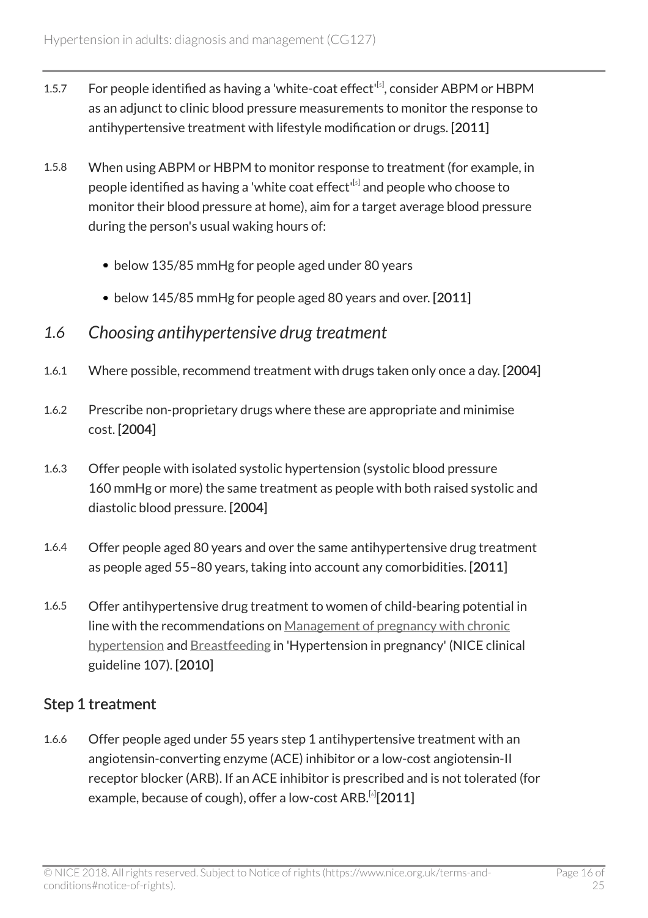1.5.7 For people identified as having a 'white-coat effect'[5], consider ABPM or HBPM as an adjunct to clinic blood pressure measurements to monitor the response to antihypertensive treatment with lifestyle modification or drugs. **[2011]**

1.5.8 When using ABPM or HBPM to monitor response to treatment (for example, in people identified as having a 'white coat effect'[5] and people who choose to monitor their blood pressure at home), aim for a target average blood pressure during the person's usual waking hours of:

- below 135/85 mmHg for people aged under 80 years
- below 145/85 mmHg for people aged 80 years and over. **[2011]**

## 1.6 *Choosing antihypertensive drug treatment*

1.6.1 Where possible, recommend treatment with drugs taken only once a day. **[2004]**

1.6.2 Prescribe non-proprietary drugs where these are appropriate and minimise cost. **[2004]**

1.6.3 Offer people with isolated systolic hypertension (systolic blood pressure 160 mmHg or more) the same treatment as people with both raised systolic and diastolic blood pressure. **[2004]**

1.6.4 Offer people aged 80 years and over the same antihypertensive drug treatment as people aged 55–80 years, taking into account any comorbidities. **[2011]**

1.6.5 Offer antihypertensive drug treatment to women of child-bearing potential in line with the recommendations on Management of pregnancy with chronic hypertension and Breastfeeding in 'Hypertension in pregnancy' (NICE clinical guideline 107). **[2010]**

### Step 1 treatment

1.6.6 Offer people aged under 55 years step 1 antihypertensive treatment with an angiotensin-converting enzyme (ACE) inhibitor or a low-cost angiotensin-II receptor blocker (ARB). If an ACE inhibitor is prescribed and is not tolerated (for example, because of cough), offer a low-cost ARB.[6] **[2011]**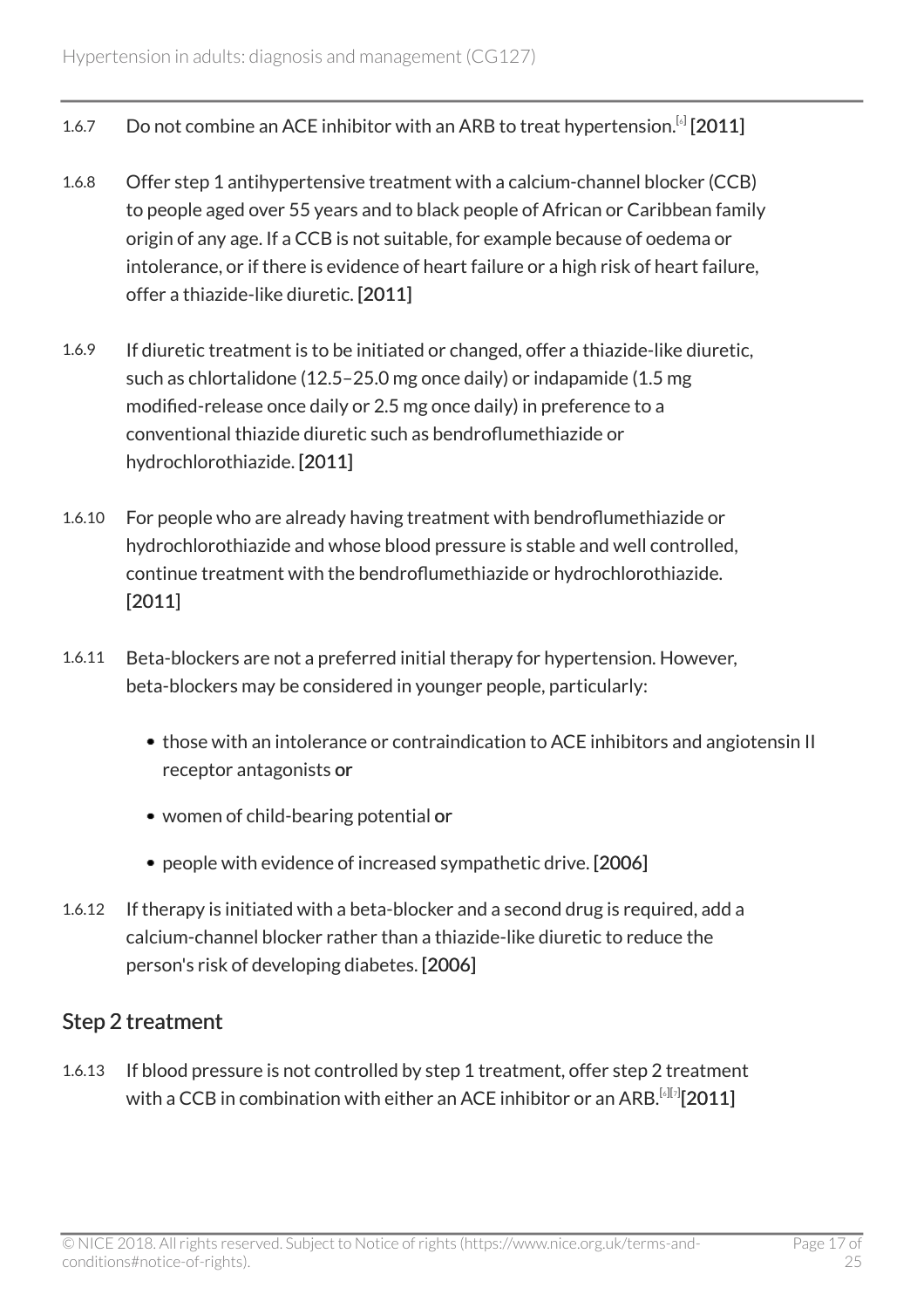1.6.7 Do not combine an ACE inhibitor with an ARB to treat hypertension.[6] **[2011]**

1.6.8 Offer step 1 antihypertensive treatment with a calcium-channel blocker (CCB) to people aged over 55 years and to black people of African or Caribbean family origin of any age. If a CCB is not suitable, for example because of oedema or intolerance, or if there is evidence of heart failure or a high risk of heart failure, offer a thiazide-like diuretic. **[2011]**

1.6.9 If diuretic treatment is to be initiated or changed, offer a thiazide-like diuretic, such as chlortalidone (12.5–25.0 mg once daily) or indapamide (1.5 mg modified-release once daily or 2.5 mg once daily) in preference to a conventional thiazide diuretic such as bendroflumethiazide or hydrochlorothiazide. **[2011]**

1.6.10 For people who are already having treatment with bendroflumethiazide or hydrochlorothiazide and whose blood pressure is stable and well controlled, continue treatment with the bendroflumethiazide or hydrochlorothiazide. **[2011]**

1.6.11 Beta-blockers are not a preferred initial therapy for hypertension. However, beta-blockers may be considered in younger people, particularly:

- those with an intolerance or contraindication to ACE inhibitors and angiotensin II receptor antagonists **or**
- women of child-bearing potential **or**
- people with evidence of increased sympathetic drive. **[2006]**

1.6.12 If therapy is initiated with a beta-blocker and a second drug is required, add a calcium-channel blocker rather than a thiazide-like diuretic to reduce the person's risk of developing diabetes. **[2006]**

## Step 2 treatment

1.6.13 If blood pressure is not controlled by step 1 treatment, offer step 2 treatment with a CCB in combination with either an ACE inhibitor or an ARB.[6][7] **[2011]**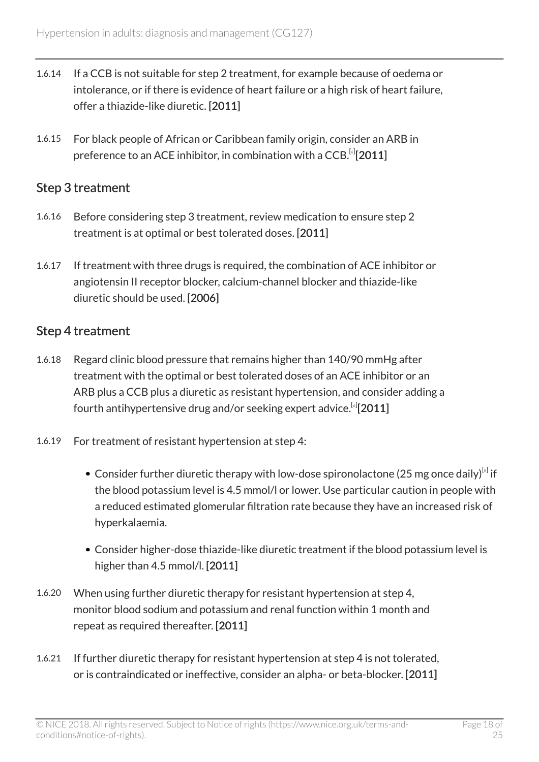1.6.14 If a CCB is not suitable for step 2 treatment, for example because of oedema or intolerance, or if there is evidence of heart failure or a high risk of heart failure, offer a thiazide-like diuretic. **[2011]**

1.6.15 For black people of African or Caribbean family origin, consider an ARB in preference to an ACE inhibitor, in combination with a CCB.[6] **[2011]**

## Step 3 treatment

1.6.16 Before considering step 3 treatment, review medication to ensure step 2 treatment is at optimal or best tolerated doses. **[2011]**

1.6.17 If treatment with three drugs is required, the combination of ACE inhibitor or angiotensin II receptor blocker, calcium-channel blocker and thiazide-like diuretic should be used. **[2006]**

## Step 4 treatment

1.6.18 Regard clinic blood pressure that remains higher than 140/90 mmHg after treatment with the optimal or best tolerated doses of an ACE inhibitor or an ARB plus a CCB plus a diuretic as resistant hypertension, and consider adding a fourth antihypertensive drug and/or seeking expert advice.[6] **[2011]**

1.6.19 For treatment of resistant hypertension at step 4:

- Consider further diuretic therapy with low-dose spironolactone (25 mg once daily)[8] if the blood potassium level is 4.5 mmol/l or lower. Use particular caution in people with a reduced estimated glomerular filtration rate because they have an increased risk of hyperkalaemia.
- Consider higher-dose thiazide-like diuretic treatment if the blood potassium level is higher than 4.5 mmol/l. **[2011]**

1.6.20 When using further diuretic therapy for resistant hypertension at step 4, monitor blood sodium and potassium and renal function within 1 month and repeat as required thereafter. **[2011]**

1.6.21 If further diuretic therapy for resistant hypertension at step 4 is not tolerated, or is contraindicated or ineffective, consider an alpha- or beta-blocker. **[2011]**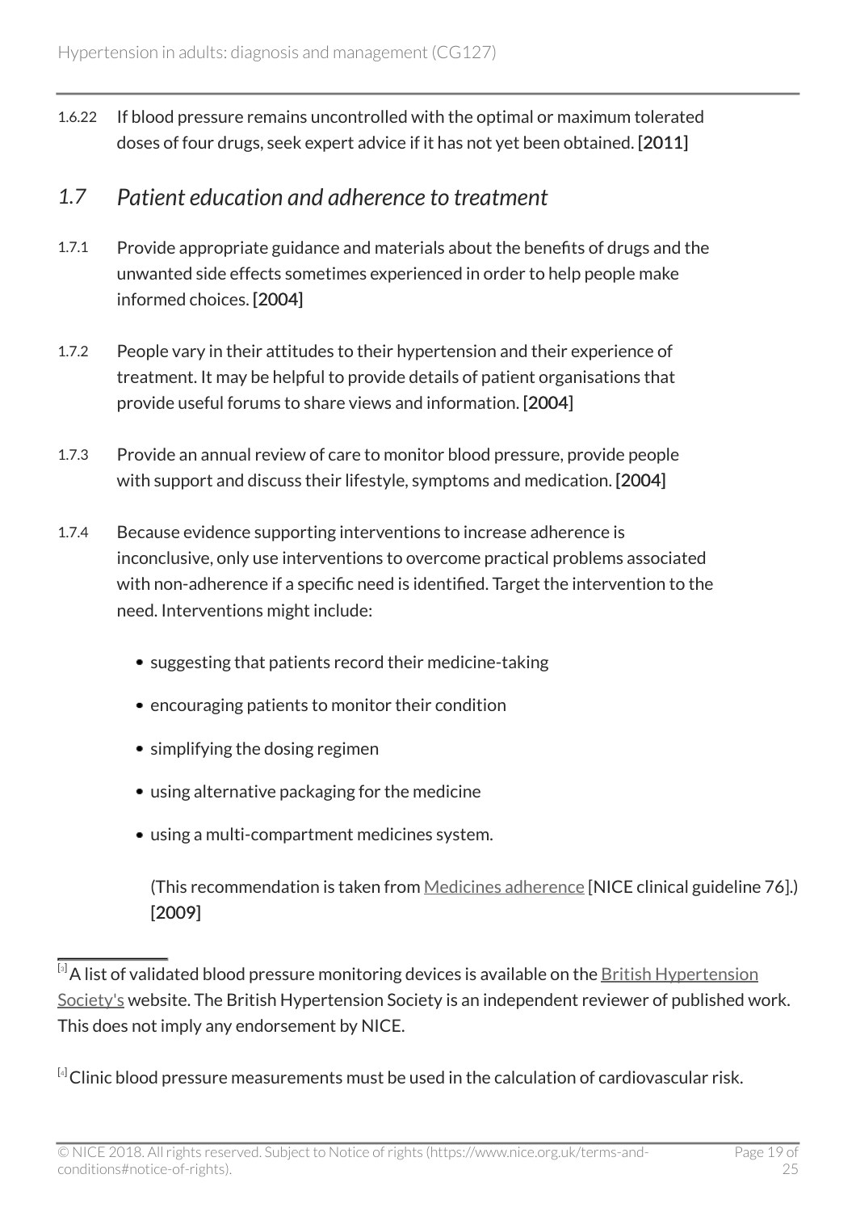1.6.22 If blood pressure remains uncontrolled with the optimal or maximum tolerated doses of four drugs, seek expert advice if it has not yet been obtained. **[2011]**

## 1.7 *Patient education and adherence to treatment*

1.7.1 Provide appropriate guidance and materials about the benefits of drugs and the unwanted side effects sometimes experienced in order to help people make informed choices. **[2004]**

1.7.2 People vary in their attitudes to their hypertension and their experience of treatment. It may be helpful to provide details of patient organisations that provide useful forums to share views and information. **[2004]**

1.7.3 Provide an annual review of care to monitor blood pressure, provide people with support and discuss their lifestyle, symptoms and medication. **[2004]**

1.7.4 Because evidence supporting interventions to increase adherence is inconclusive, only use interventions to overcome practical problems associated with non-adherence if a specific need is identified. Target the intervention to the need. Interventions might include:

- suggesting that patients record their medicine-taking
- encouraging patients to monitor their condition
- simplifying the dosing regimen
- using alternative packaging for the medicine
- using a multi-compartment medicines system.

(This recommendation is taken from Medicines adherence [NICE clinical guideline 76].) **[2009]**

---

[3] A list of validated blood pressure monitoring devices is available on the British Hypertension Society's website. The British Hypertension Society is an independent reviewer of published work. This does not imply any endorsement by NICE.

[4] Clinic blood pressure measurements must be used in the calculation of cardiovascular risk.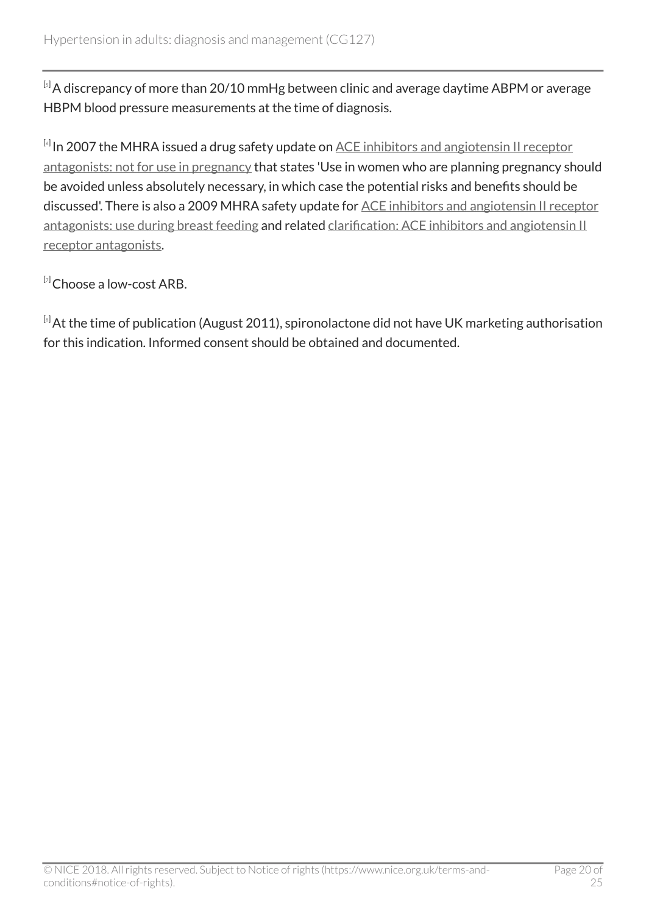[5] A discrepancy of more than 20/10 mmHg between clinic and average daytime ABPM or average HBPM blood pressure measurements at the time of diagnosis.

[6] In 2007 the MHRA issued a drug safety update on ACE inhibitors and angiotensin II receptor antagonists: not for use in pregnancy that states 'Use in women who are planning pregnancy should be avoided unless absolutely necessary, in which case the potential risks and benefits should be discussed'. There is also a 2009 MHRA safety update for ACE inhibitors and angiotensin II receptor antagonists: use during breast feeding and related clarification: ACE inhibitors and angiotensin II receptor antagonists.

[7] Choose a low-cost ARB.

[8] At the time of publication (August 2011), spironolactone did not have UK marketing authorisation for this indication. Informed consent should be obtained and documented.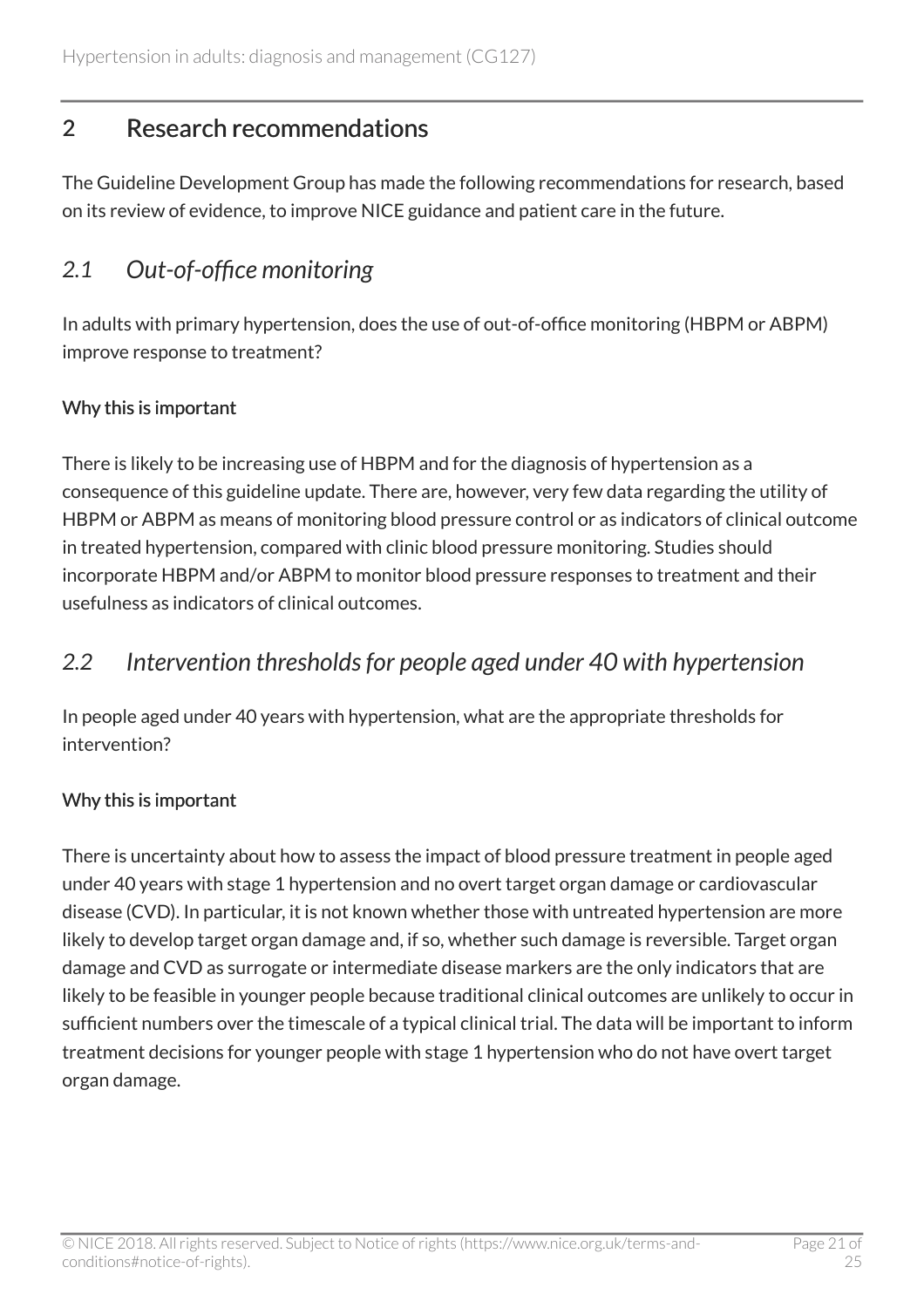## 2 Research recommendations

The Guideline Development Group has made the following recommendations for research, based on its review of evidence, to improve NICE guidance and patient care in the future.

### *2.1 Out-of-office monitoring*

In adults with primary hypertension, does the use of out-of-office monitoring (HBPM or ABPM) improve response to treatment?

#### Why this is important

There is likely to be increasing use of HBPM and for the diagnosis of hypertension as a consequence of this guideline update. There are, however, very few data regarding the utility of HBPM or ABPM as means of monitoring blood pressure control or as indicators of clinical outcome in treated hypertension, compared with clinic blood pressure monitoring. Studies should incorporate HBPM and/or ABPM to monitor blood pressure responses to treatment and their usefulness as indicators of clinical outcomes.

### *2.2 Intervention thresholds for people aged under 40 with hypertension*

In people aged under 40 years with hypertension, what are the appropriate thresholds for intervention?

#### Why this is important

There is uncertainty about how to assess the impact of blood pressure treatment in people aged under 40 years with stage 1 hypertension and no overt target organ damage or cardiovascular disease (CVD). In particular, it is not known whether those with untreated hypertension are more likely to develop target organ damage and, if so, whether such damage is reversible. Target organ damage and CVD as surrogate or intermediate disease markers are the only indicators that are likely to be feasible in younger people because traditional clinical outcomes are unlikely to occur in sufficient numbers over the timescale of a typical clinical trial. The data will be important to inform treatment decisions for younger people with stage 1 hypertension who do not have overt target organ damage.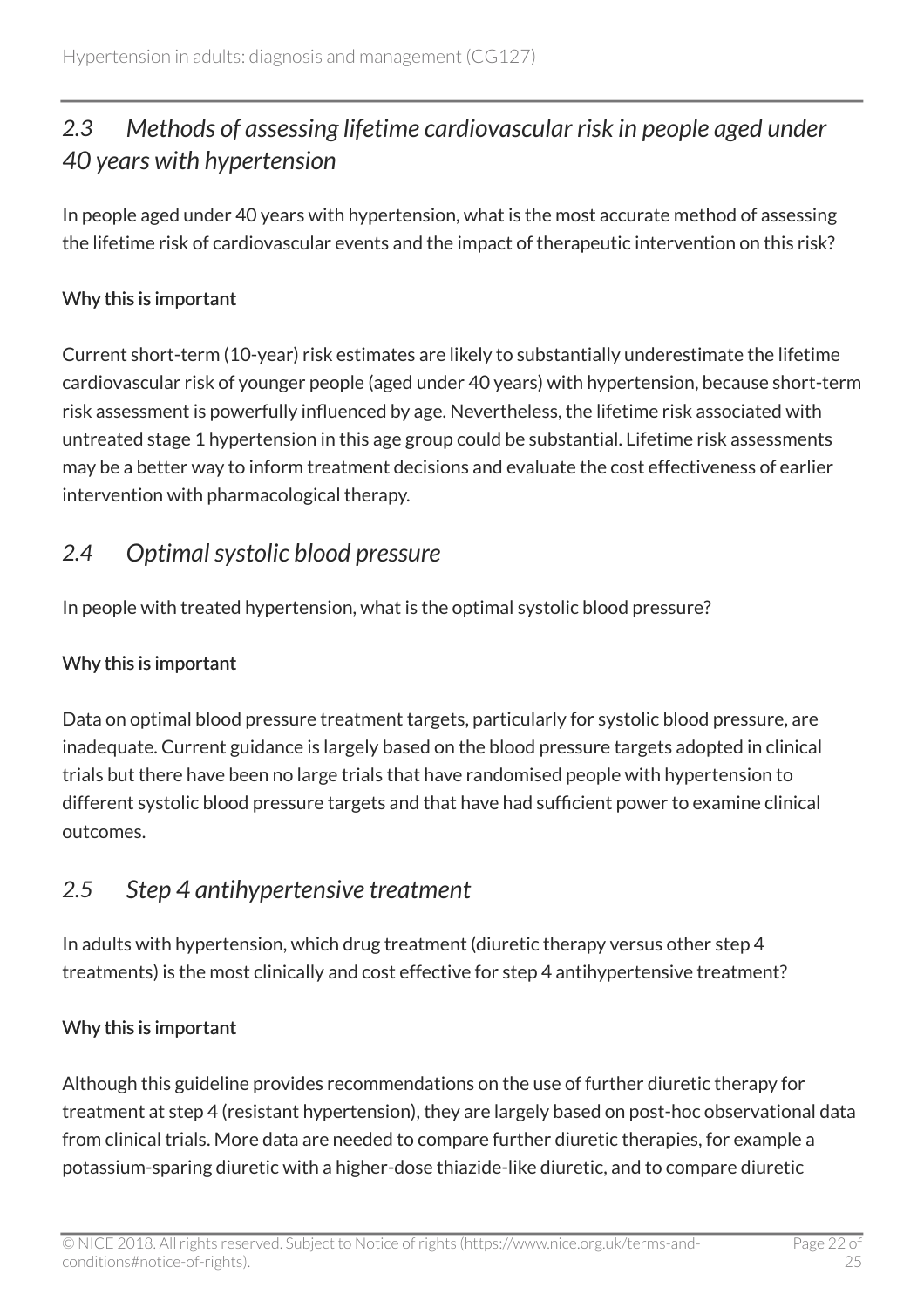## *2.3 Methods of assessing lifetime cardiovascular risk in people aged under 40 years with hypertension*

In people aged under 40 years with hypertension, what is the most accurate method of assessing the lifetime risk of cardiovascular events and the impact of therapeutic intervention on this risk?

### Why this is important

Current short-term (10-year) risk estimates are likely to substantially underestimate the lifetime cardiovascular risk of younger people (aged under 40 years) with hypertension, because short-term risk assessment is powerfully influenced by age. Nevertheless, the lifetime risk associated with untreated stage 1 hypertension in this age group could be substantial. Lifetime risk assessments may be a better way to inform treatment decisions and evaluate the cost effectiveness of earlier intervention with pharmacological therapy.

## *2.4 Optimal systolic blood pressure*

In people with treated hypertension, what is the optimal systolic blood pressure?

### Why this is important

Data on optimal blood pressure treatment targets, particularly for systolic blood pressure, are inadequate. Current guidance is largely based on the blood pressure targets adopted in clinical trials but there have been no large trials that have randomised people with hypertension to different systolic blood pressure targets and that have had sufficient power to examine clinical outcomes.

## *2.5 Step 4 antihypertensive treatment*

In adults with hypertension, which drug treatment (diuretic therapy versus other step 4 treatments) is the most clinically and cost effective for step 4 antihypertensive treatment?

### Why this is important

Although this guideline provides recommendations on the use of further diuretic therapy for treatment at step 4 (resistant hypertension), they are largely based on post-hoc observational data from clinical trials. More data are needed to compare further diuretic therapies, for example a potassium-sparing diuretic with a higher-dose thiazide-like diuretic, and to compare diuretic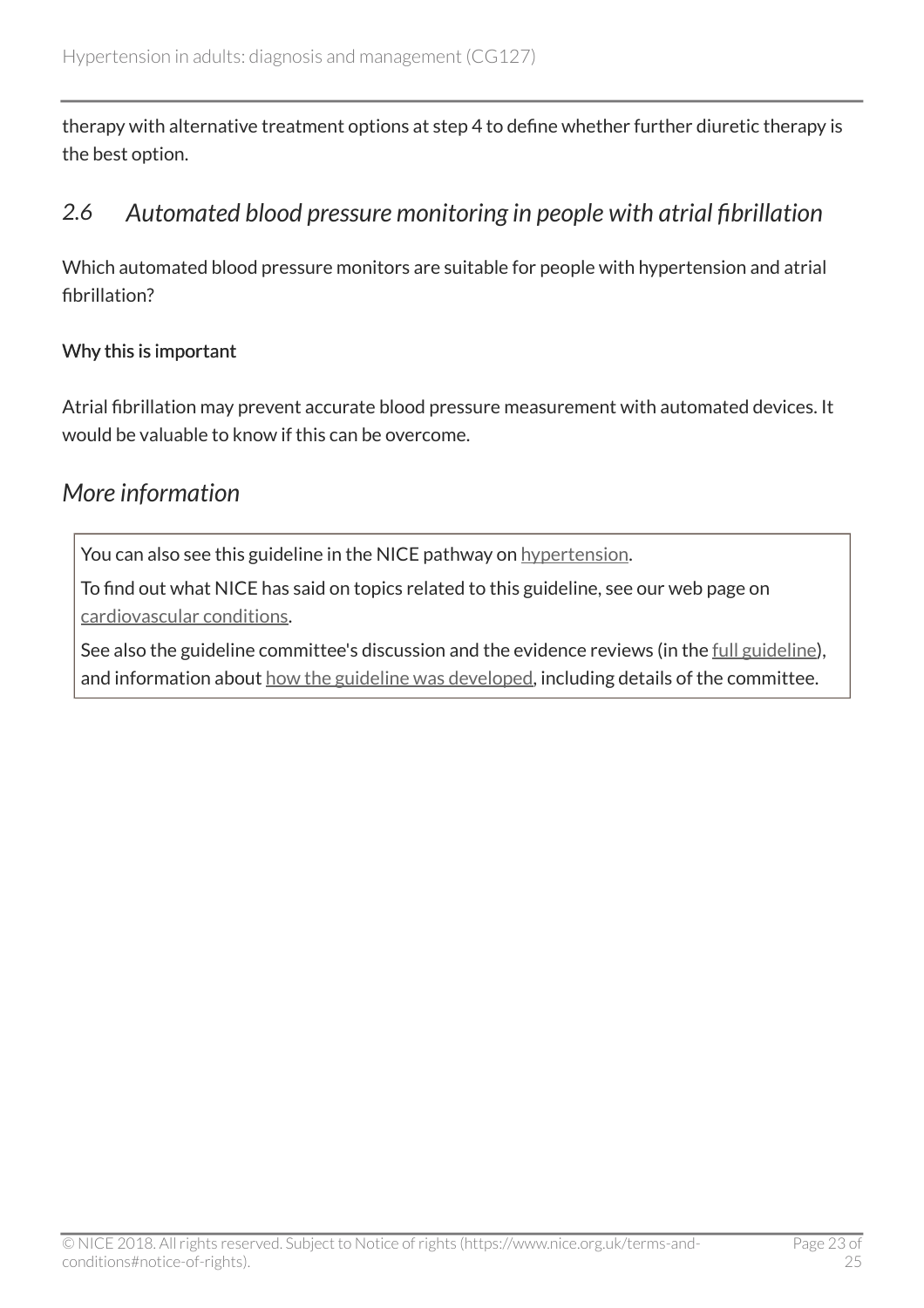therapy with alternative treatment options at step 4 to define whether further diuretic therapy is the best option.

## *2.6 Automated blood pressure monitoring in people with atrial fibrillation*

Which automated blood pressure monitors are suitable for people with hypertension and atrial fibrillation?

**Why this is important**

Atrial fibrillation may prevent accurate blood pressure measurement with automated devices. It would be valuable to know if this can be overcome.

## *More information*

You can also see this guideline in the NICE pathway on hypertension.

To find out what NICE has said on topics related to this guideline, see our web page on cardiovascular conditions.

See also the guideline committee's discussion and the evidence reviews (in the full guideline), and information about how the guideline was developed, including details of the committee.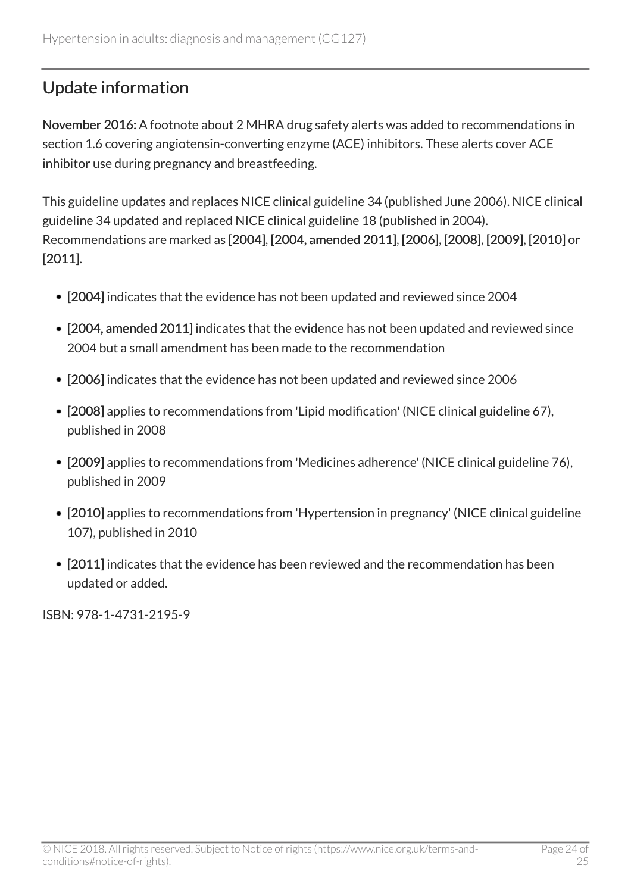## Update information

**November 2016:** A footnote about 2 MHRA drug safety alerts was added to recommendations in section 1.6 covering angiotensin-converting enzyme (ACE) inhibitors. These alerts cover ACE inhibitor use during pregnancy and breastfeeding.

This guideline updates and replaces NICE clinical guideline 34 (published June 2006). NICE clinical guideline 34 updated and replaced NICE clinical guideline 18 (published in 2004). Recommendations are marked as **[2004]**, **[2004, amended 2011]**, **[2006]**, **[2008]**, **[2009]**, **[2010]** or **[2011]**.

- **[2004]** indicates that the evidence has not been updated and reviewed since 2004
- **[2004, amended 2011]** indicates that the evidence has not been updated and reviewed since 2004 but a small amendment has been made to the recommendation
- **[2006]** indicates that the evidence has not been updated and reviewed since 2006
- **[2008]** applies to recommendations from 'Lipid modification' (NICE clinical guideline 67), published in 2008
- **[2009]** applies to recommendations from 'Medicines adherence' (NICE clinical guideline 76), published in 2009
- **[2010]** applies to recommendations from 'Hypertension in pregnancy' (NICE clinical guideline 107), published in 2010
- **[2011]** indicates that the evidence has been reviewed and the recommendation has been updated or added.

ISBN: 978-1-4731-2195-9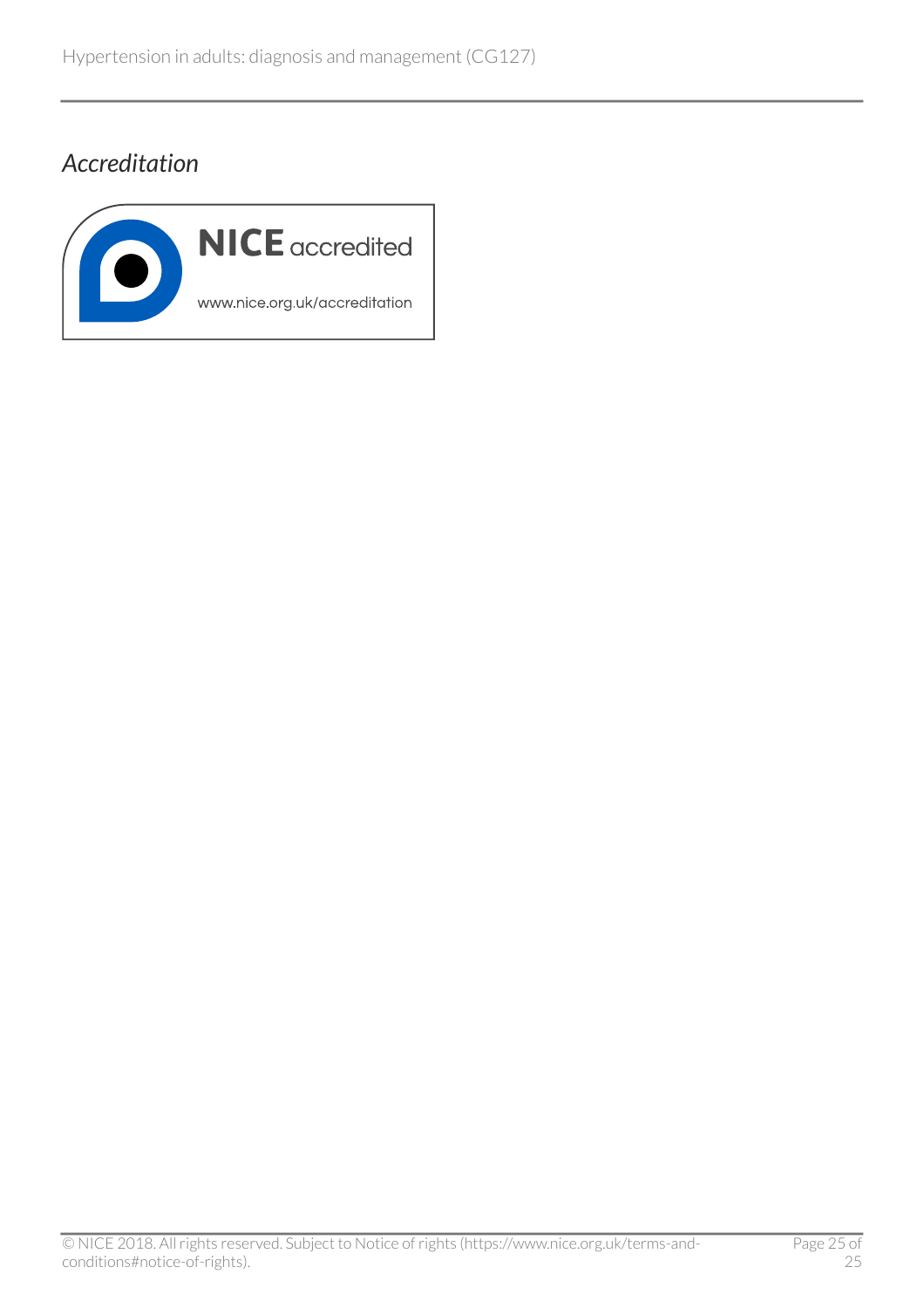*Accreditation*

NICE accredited

www.nice.org.uk/accreditation